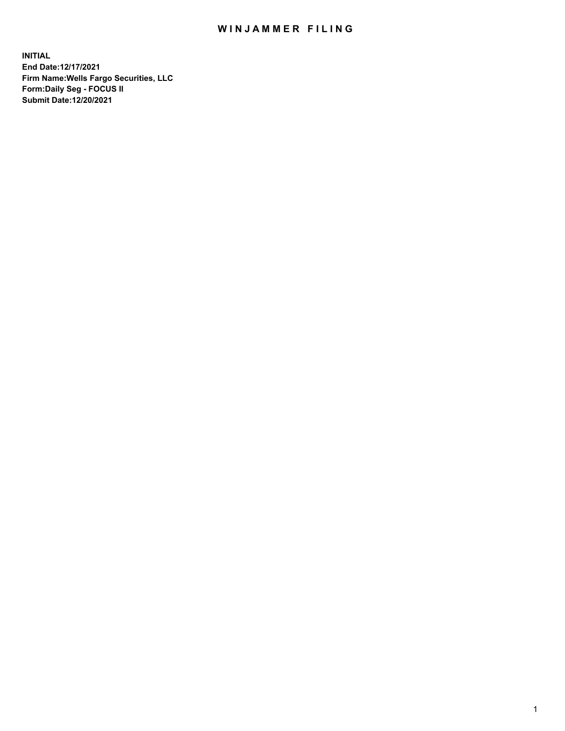# WINJAMMER FILING

**INITIAL**
**End Date:12/17/2021**
**Firm Name:Wells Fargo Securities, LLC**
**Form:Daily Seg - FOCUS II**
**Submit Date:12/20/2021**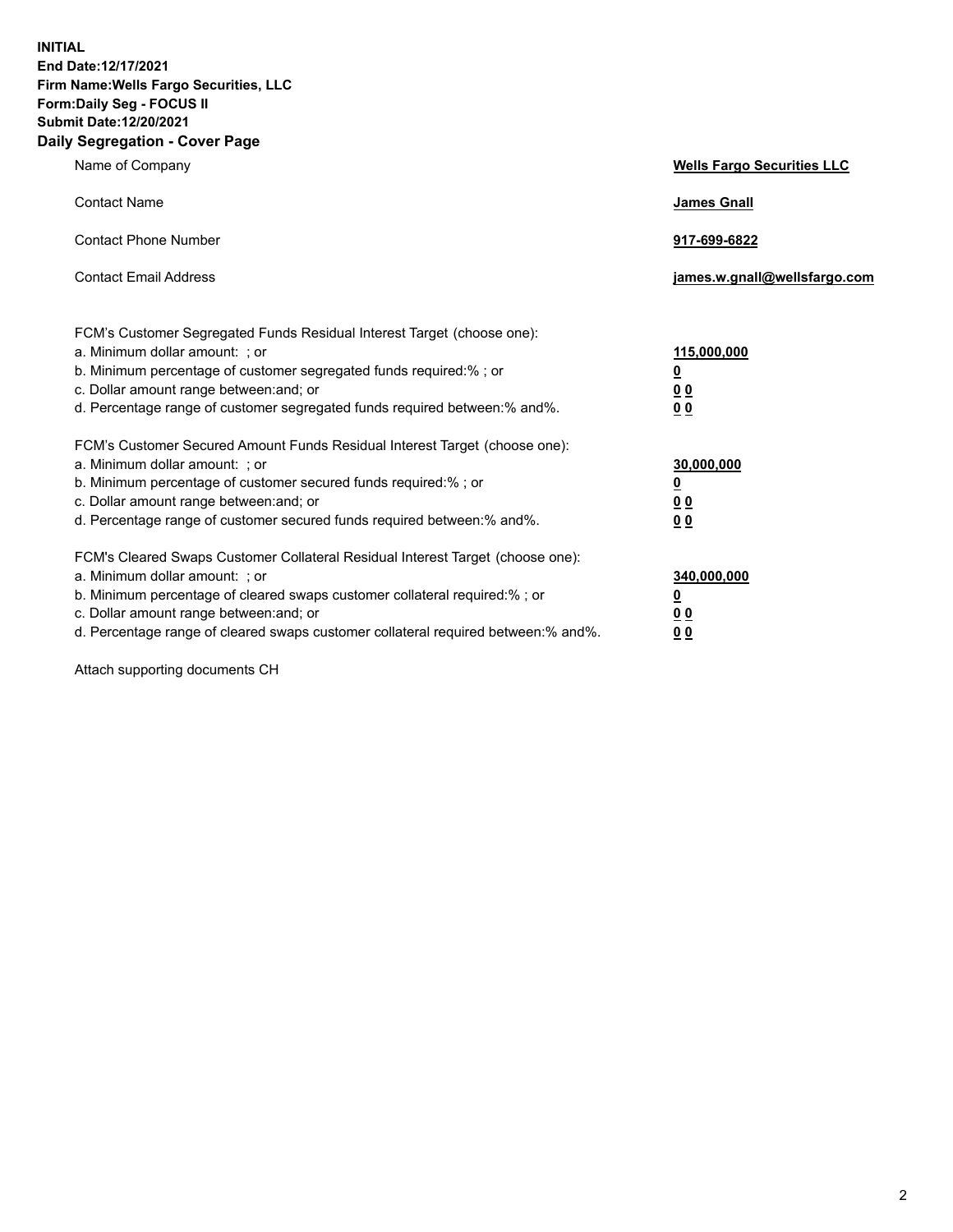**INITIAL**
**End Date:12/17/2021**
**Firm Name:Wells Fargo Securities, LLC**
**Form:Daily Seg - FOCUS II**
**Submit Date:12/20/2021**

## Daily Segregation - Cover Page

| | |
|---|---|
| Name of Company | **Wells Fargo Securities LLC** |
| Contact Name | **James Gnall** |
| Contact Phone Number | **917-699-6822** |
| Contact Email Address | **james.w.gnall@wellsfargo.com** |

| | |
|---|---|
| FCM's Customer Segregated Funds Residual Interest Target (choose one): | |
| a. Minimum dollar amount: ; or | **115,000,000** |
| b. Minimum percentage of customer segregated funds required:% ; or | **0** |
| c. Dollar amount range between:and; or | **0 0** |
| d. Percentage range of customer segregated funds required between:% and%. | **0 0** |
| FCM's Customer Secured Amount Funds Residual Interest Target (choose one): | |
| a. Minimum dollar amount: ; or | **30,000,000** |
| b. Minimum percentage of customer secured funds required:% ; or | **0** |
| c. Dollar amount range between:and; or | **0 0** |
| d. Percentage range of customer secured funds required between:% and%. | **0 0** |
| FCM's Cleared Swaps Customer Collateral Residual Interest Target (choose one): | |
| a. Minimum dollar amount: ; or | **340,000,000** |
| b. Minimum percentage of cleared swaps customer collateral required:% ; or | **0** |
| c. Dollar amount range between:and; or | **0 0** |
| d. Percentage range of cleared swaps customer collateral required between:% and%. | **0 0** |

Attach supporting documents CH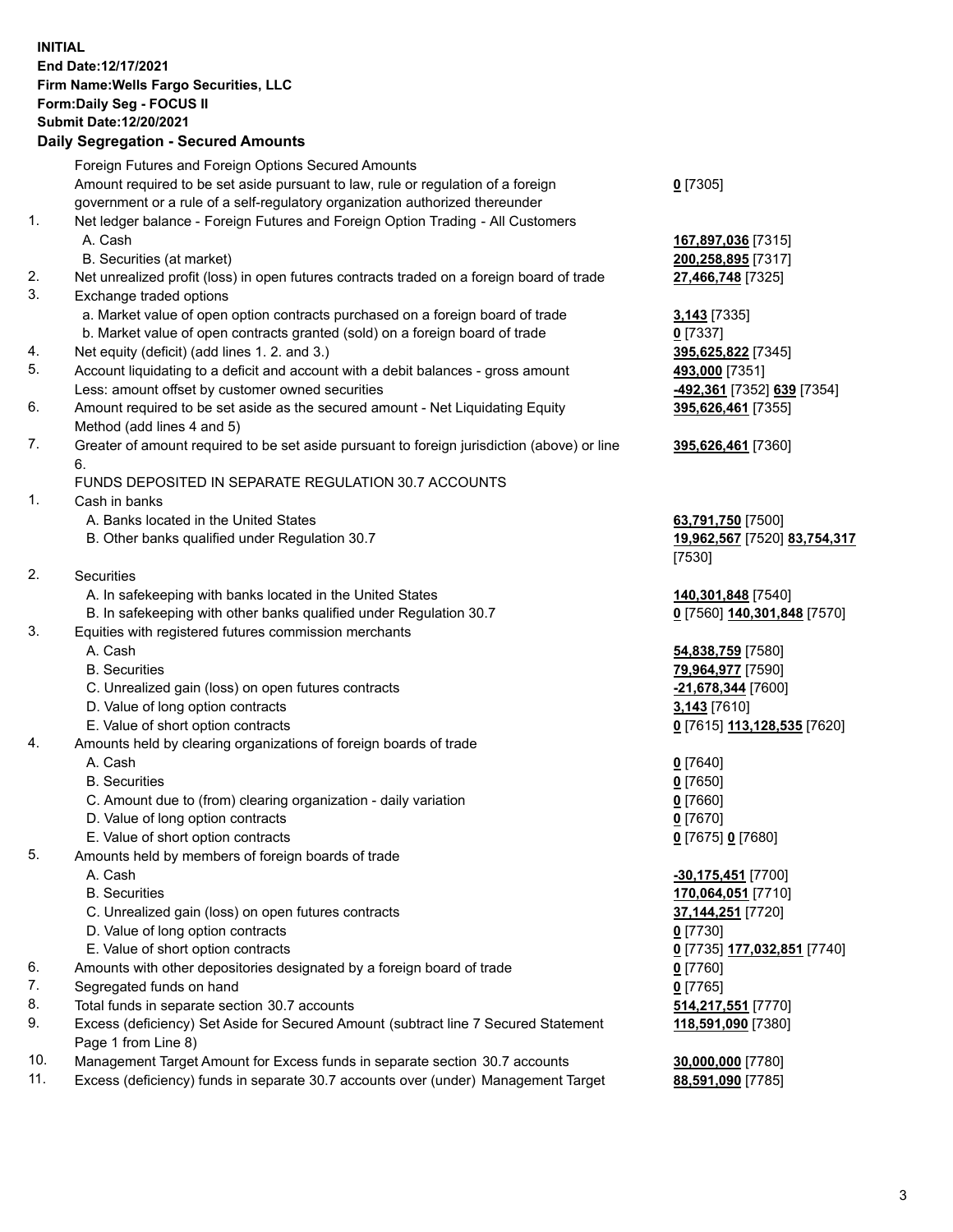**INITIAL**
**End Date:12/17/2021**
**Firm Name:Wells Fargo Securities, LLC**
**Form:Daily Seg - FOCUS II**
**Submit Date:12/20/2021**

**Daily Segregation - Secured Amounts**

| | | |
|---|---|---|
| | Foreign Futures and Foreign Options Secured Amounts | |
| | Amount required to be set aside pursuant to law, rule or regulation of a foreign government or a rule of a self-regulatory organization authorized thereunder | **0** [7305] |
| 1. | Net ledger balance - Foreign Futures and Foreign Option Trading - All Customers | |
| | A. Cash | **167,897,036** [7315] |
| | B. Securities (at market) | **200,258,895** [7317] |
| 2. | Net unrealized profit (loss) in open futures contracts traded on a foreign board of trade | **27,466,748** [7325] |
| 3. | Exchange traded options | |
| | a. Market value of open option contracts purchased on a foreign board of trade | **3,143** [7335] |
| | b. Market value of open contracts granted (sold) on a foreign board of trade | **0** [7337] |
| 4. | Net equity (deficit) (add lines 1. 2. and 3.) | **395,625,822** [7345] |
| 5. | Account liquidating to a deficit and account with a debit balances - gross amount | **493,000** [7351] |
| | Less: amount offset by customer owned securities | **-492,361** [7352] **639** [7354] |
| 6. | Amount required to be set aside as the secured amount - Net Liquidating Equity Method (add lines 4 and 5) | **395,626,461** [7355] |
| 7. | Greater of amount required to be set aside pursuant to foreign jurisdiction (above) or line 6. | **395,626,461** [7360] |
| | FUNDS DEPOSITED IN SEPARATE REGULATION 30.7 ACCOUNTS | |
| 1. | Cash in banks | |
| | A. Banks located in the United States | **63,791,750** [7500] |
| | B. Other banks qualified under Regulation 30.7 | **19,962,567** [7520] **83,754,317** [7530] |
| 2. | Securities | |
| | A. In safekeeping with banks located in the United States | **140,301,848** [7540] |
| | B. In safekeeping with other banks qualified under Regulation 30.7 | **0** [7560] **140,301,848** [7570] |
| 3. | Equities with registered futures commission merchants | |
| | A. Cash | **54,838,759** [7580] |
| | B. Securities | **79,964,977** [7590] |
| | C. Unrealized gain (loss) on open futures contracts | **-21,678,344** [7600] |
| | D. Value of long option contracts | **3,143** [7610] |
| | E. Value of short option contracts | **0** [7615] **113,128,535** [7620] |
| 4. | Amounts held by clearing organizations of foreign boards of trade | |
| | A. Cash | **0** [7640] |
| | B. Securities | **0** [7650] |
| | C. Amount due to (from) clearing organization - daily variation | **0** [7660] |
| | D. Value of long option contracts | **0** [7670] |
| | E. Value of short option contracts | **0** [7675] **0** [7680] |
| 5. | Amounts held by members of foreign boards of trade | |
| | A. Cash | **-30,175,451** [7700] |
| | B. Securities | **170,064,051** [7710] |
| | C. Unrealized gain (loss) on open futures contracts | **37,144,251** [7720] |
| | D. Value of long option contracts | **0** [7730] |
| | E. Value of short option contracts | **0** [7735] **177,032,851** [7740] |
| 6. | Amounts with other depositories designated by a foreign board of trade | **0** [7760] |
| 7. | Segregated funds on hand | **0** [7765] |
| 8. | Total funds in separate section 30.7 accounts | **514,217,551** [7770] |
| 9. | Excess (deficiency) Set Aside for Secured Amount (subtract line 7 Secured Statement Page 1 from Line 8) | **118,591,090** [7380] |
| 10. | Management Target Amount for Excess funds in separate section 30.7 accounts | **30,000,000** [7780] |
| 11. | Excess (deficiency) funds in separate 30.7 accounts over (under) Management Target | **88,591,090** [7785] |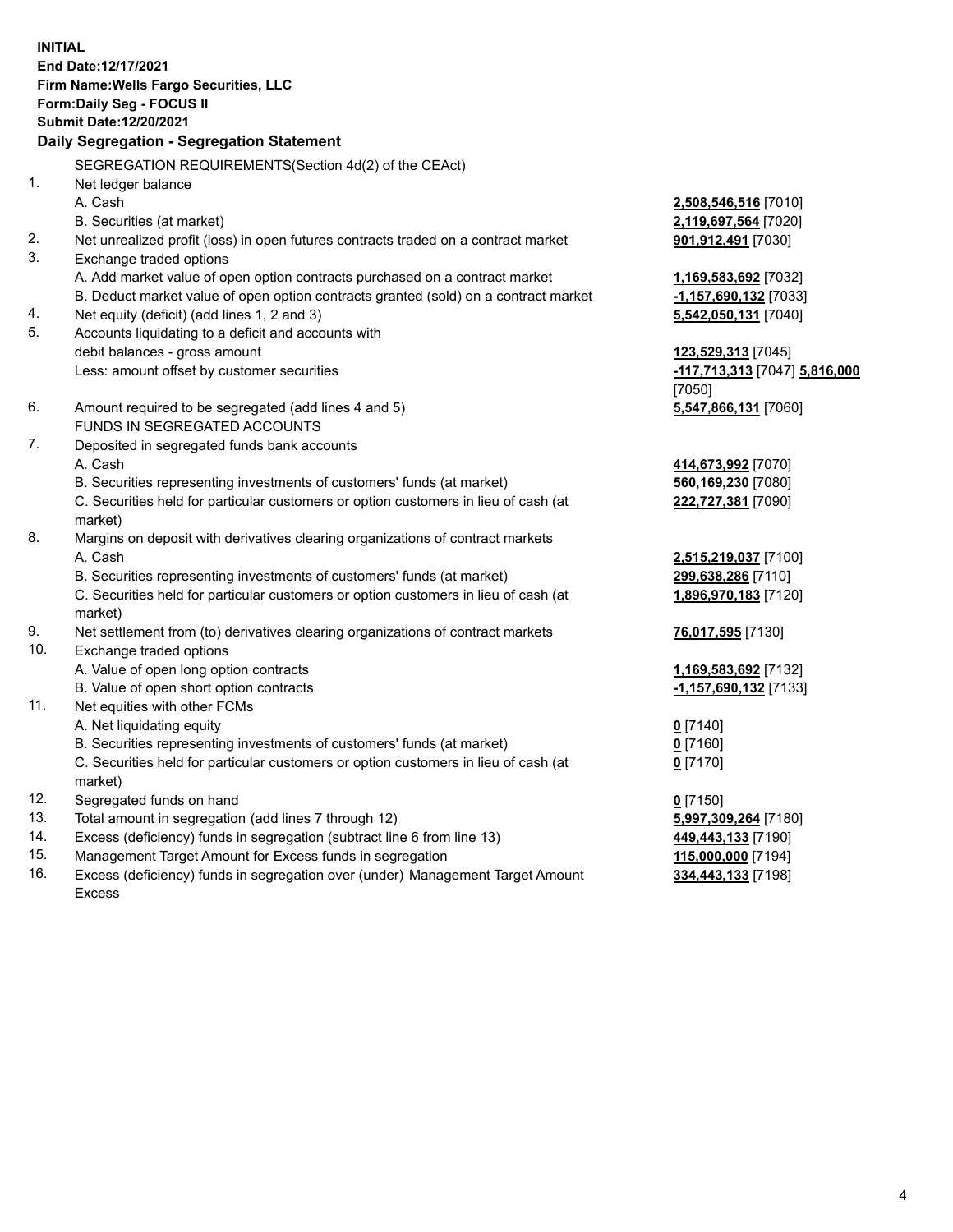**INITIAL**
**End Date:12/17/2021**
**Firm Name:Wells Fargo Securities, LLC**
**Form:Daily Seg - FOCUS II**
**Submit Date:12/20/2021**
**Daily Segregation - Segregation Statement**

| | | |
|---|---|---|
| | SEGREGATION REQUIREMENTS(Section 4d(2) of the CEAct) | |
| 1. | Net ledger balance | |
| | A. Cash | **2,508,546,516** [7010] |
| | B. Securities (at market) | **2,119,697,564** [7020] |
| 2. | Net unrealized profit (loss) in open futures contracts traded on a contract market | **901,912,491** [7030] |
| 3. | Exchange traded options | |
| | A. Add market value of open option contracts purchased on a contract market | **1,169,583,692** [7032] |
| | B. Deduct market value of open option contracts granted (sold) on a contract market | **-1,157,690,132** [7033] |
| 4. | Net equity (deficit) (add lines 1, 2 and 3) | **5,542,050,131** [7040] |
| 5. | Accounts liquidating to a deficit and accounts with debit balances - gross amount | **123,529,313** [7045] |
| | Less: amount offset by customer securities | **-117,713,313** [7047] **5,816,000** [7050] |
| 6. | Amount required to be segregated (add lines 4 and 5) | **5,547,866,131** [7060] |
| | FUNDS IN SEGREGATED ACCOUNTS | |
| 7. | Deposited in segregated funds bank accounts | |
| | A. Cash | **414,673,992** [7070] |
| | B. Securities representing investments of customers' funds (at market) | **560,169,230** [7080] |
| | C. Securities held for particular customers or option customers in lieu of cash (at market) | **222,727,381** [7090] |
| 8. | Margins on deposit with derivatives clearing organizations of contract markets | |
| | A. Cash | **2,515,219,037** [7100] |
| | B. Securities representing investments of customers' funds (at market) | **299,638,286** [7110] |
| | C. Securities held for particular customers or option customers in lieu of cash (at market) | **1,896,970,183** [7120] |
| 9. | Net settlement from (to) derivatives clearing organizations of contract markets | **76,017,595** [7130] |
| 10. | Exchange traded options | |
| | A. Value of open long option contracts | **1,169,583,692** [7132] |
| | B. Value of open short option contracts | **-1,157,690,132** [7133] |
| 11. | Net equities with other FCMs | |
| | A. Net liquidating equity | **0** [7140] |
| | B. Securities representing investments of customers' funds (at market) | **0** [7160] |
| | C. Securities held for particular customers or option customers in lieu of cash (at market) | **0** [7170] |
| 12. | Segregated funds on hand | **0** [7150] |
| 13. | Total amount in segregation (add lines 7 through 12) | **5,997,309,264** [7180] |
| 14. | Excess (deficiency) funds in segregation (subtract line 6 from line 13) | **449,443,133** [7190] |
| 15. | Management Target Amount for Excess funds in segregation | **115,000,000** [7194] |
| 16. | Excess (deficiency) funds in segregation over (under) Management Target Amount Excess | **334,443,133** [7198] |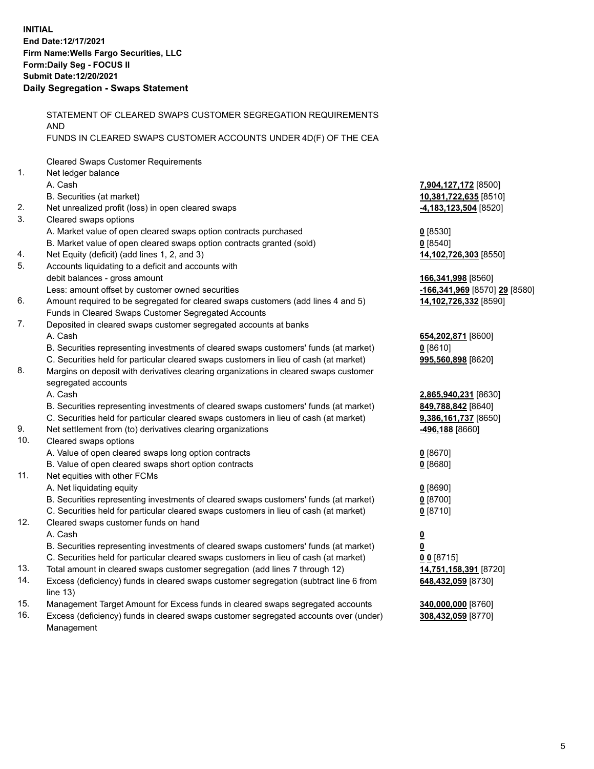**INITIAL**
**End Date:12/17/2021**
**Firm Name:Wells Fargo Securities, LLC**
**Form:Daily Seg - FOCUS II**
**Submit Date:12/20/2021**
**Daily Segregation - Swaps Statement**

STATEMENT OF CLEARED SWAPS CUSTOMER SEGREGATION REQUIREMENTS AND
FUNDS IN CLEARED SWAPS CUSTOMER ACCOUNTS UNDER 4D(F) OF THE CEA

| | | |
|---|---|---|
| | Cleared Swaps Customer Requirements | |
| 1. | Net ledger balance | |
| | A. Cash | 7,904,127,172 [8500] |
| | B. Securities (at market) | 10,381,722,635 [8510] |
| 2. | Net unrealized profit (loss) in open cleared swaps | -4,183,123,504 [8520] |
| 3. | Cleared swaps options | |
| | A. Market value of open cleared swaps option contracts purchased | 0 [8530] |
| | B. Market value of open cleared swaps option contracts granted (sold) | 0 [8540] |
| 4. | Net Equity (deficit) (add lines 1, 2, and 3) | 14,102,726,303 [8550] |
| 5. | Accounts liquidating to a deficit and accounts with | |
| | debit balances - gross amount | 166,341,998 [8560] |
| | Less: amount offset by customer owned securities | -166,341,969 [8570] 29 [8580] |
| 6. | Amount required to be segregated for cleared swaps customers (add lines 4 and 5) | 14,102,726,332 [8590] |
| | Funds in Cleared Swaps Customer Segregated Accounts | |
| 7. | Deposited in cleared swaps customer segregated accounts at banks | |
| | A. Cash | 654,202,871 [8600] |
| | B. Securities representing investments of cleared swaps customers' funds (at market) | 0 [8610] |
| | C. Securities held for particular cleared swaps customers in lieu of cash (at market) | 995,560,898 [8620] |
| 8. | Margins on deposit with derivatives clearing organizations in cleared swaps customer segregated accounts | |
| | A. Cash | 2,865,940,231 [8630] |
| | B. Securities representing investments of cleared swaps customers' funds (at market) | 849,788,842 [8640] |
| | C. Securities held for particular cleared swaps customers in lieu of cash (at market) | 9,386,161,737 [8650] |
| 9. | Net settlement from (to) derivatives clearing organizations | -496,188 [8660] |
| 10. | Cleared swaps options | |
| | A. Value of open cleared swaps long option contracts | 0 [8670] |
| | B. Value of open cleared swaps short option contracts | 0 [8680] |
| 11. | Net equities with other FCMs | |
| | A. Net liquidating equity | 0 [8690] |
| | B. Securities representing investments of cleared swaps customers' funds (at market) | 0 [8700] |
| | C. Securities held for particular cleared swaps customers in lieu of cash (at market) | 0 [8710] |
| 12. | Cleared swaps customer funds on hand | |
| | A. Cash | 0 |
| | B. Securities representing investments of cleared swaps customers' funds (at market) | 0 |
| | C. Securities held for particular cleared swaps customers in lieu of cash (at market) | 0 0 [8715] |
| 13. | Total amount in cleared swaps customer segregation (add lines 7 through 12) | 14,751,158,391 [8720] |
| 14. | Excess (deficiency) funds in cleared swaps customer segregation (subtract line 6 from line 13) | 648,432,059 [8730] |
| 15. | Management Target Amount for Excess funds in cleared swaps segregated accounts | 340,000,000 [8760] |
| 16. | Excess (deficiency) funds in cleared swaps customer segregated accounts over (under) Management | 308,432,059 [8770] |